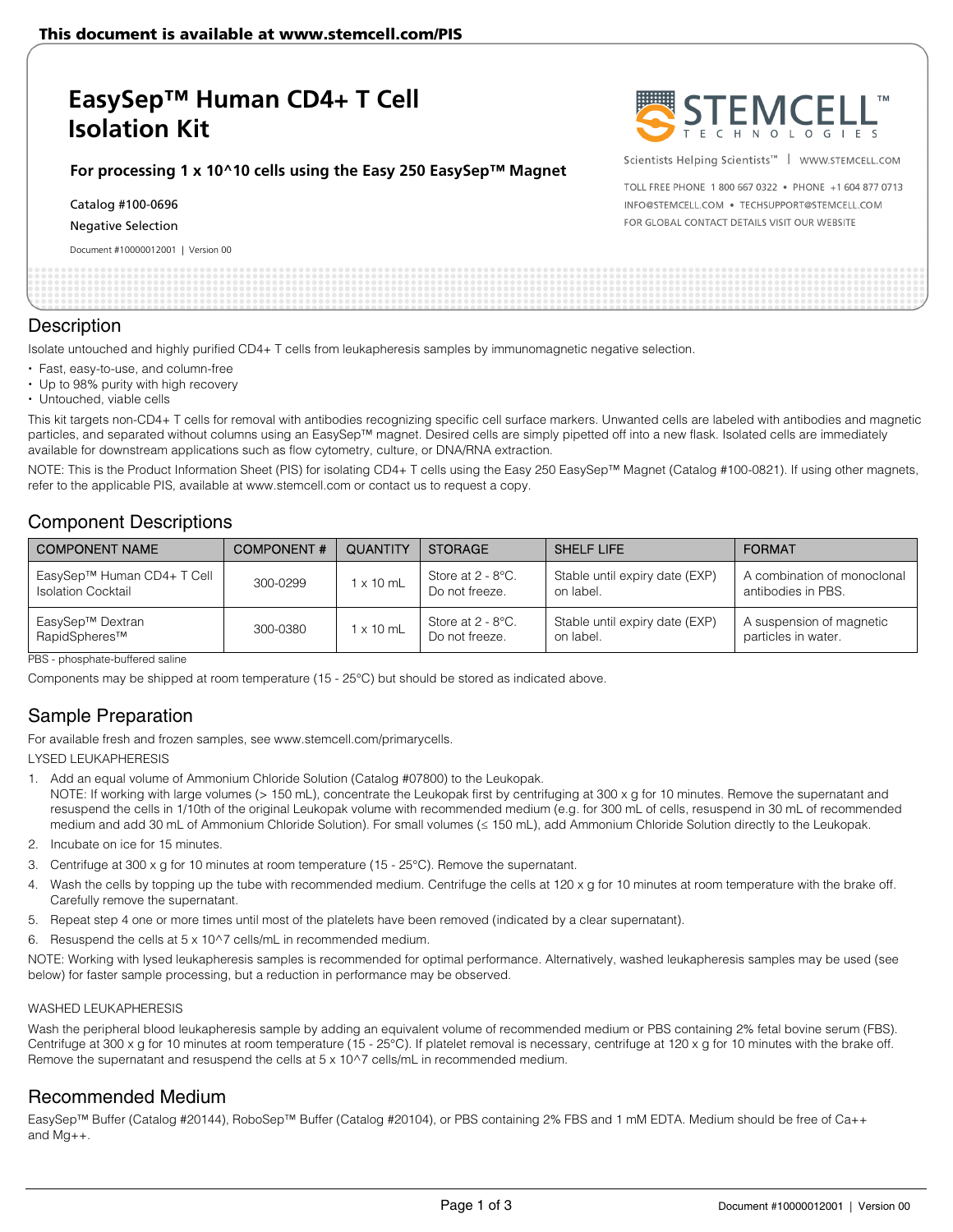This document is available at www.stemcell.com/PIS

# EasySep™ Human CD4+ T Cell Isolation Kit

**For processing 1 x 10^10 cells using the Easy 250 EasySep™ Magnet**

Catalog #100-0696

Negative Selection

Document #10000012001 | Version 00

STEMCELL TECHNOLOGIES

Scientists Helping Scientists™ | WWW.STEMCELL.COM

TOLL FREE PHONE 1 800 667 0322 • PHONE +1 604 877 0713

INFO@STEMCELL.COM • TECHSUPPORT@STEMCELL.COM

FOR GLOBAL CONTACT DETAILS VISIT OUR WEBSITE

## Description

Isolate untouched and highly purified CD4+ T cells from leukapheresis samples by immunomagnetic negative selection.

- Fast, easy-to-use, and column-free
- Up to 98% purity with high recovery
- Untouched, viable cells

This kit targets non-CD4+ T cells for removal with antibodies recognizing specific cell surface markers. Unwanted cells are labeled with antibodies and magnetic particles, and separated without columns using an EasySep™ magnet. Desired cells are simply pipetted off into a new flask. Isolated cells are immediately available for downstream applications such as flow cytometry, culture, or DNA/RNA extraction.

NOTE: This is the Product Information Sheet (PIS) for isolating CD4+ T cells using the Easy 250 EasySep™ Magnet (Catalog #100-0821). If using other magnets, refer to the applicable PIS, available at www.stemcell.com or contact us to request a copy.

## Component Descriptions

| COMPONENT NAME | COMPONENT # | QUANTITY | STORAGE | SHELF LIFE | FORMAT |
|---|---|---|---|---|---|
| EasySep™ Human CD4+ T Cell Isolation Cocktail | 300-0299 | 1 x 10 mL | Store at 2 - 8°C. Do not freeze. | Stable until expiry date (EXP) on label. | A combination of monoclonal antibodies in PBS. |
| EasySep™ Dextran RapidSpheres™ | 300-0380 | 1 x 10 mL | Store at 2 - 8°C. Do not freeze. | Stable until expiry date (EXP) on label. | A suspension of magnetic particles in water. |

PBS - phosphate-buffered saline

Components may be shipped at room temperature (15 - 25°C) but should be stored as indicated above.

## Sample Preparation

For available fresh and frozen samples, see www.stemcell.com/primarycells.

LYSED LEUKAPHERESIS

1. Add an equal volume of Ammonium Chloride Solution (Catalog #07800) to the Leukopak.
   NOTE: If working with large volumes (> 150 mL), concentrate the Leukopak first by centrifuging at 300 x g for 10 minutes. Remove the supernatant and resuspend the cells in 1/10th of the original Leukopak volume with recommended medium (e.g. for 300 mL of cells, resuspend in 30 mL of recommended medium and add 30 mL of Ammonium Chloride Solution). For small volumes (≤ 150 mL), add Ammonium Chloride Solution directly to the Leukopak.
2. Incubate on ice for 15 minutes.
3. Centrifuge at 300 x g for 10 minutes at room temperature (15 - 25°C). Remove the supernatant.
4. Wash the cells by topping up the tube with recommended medium. Centrifuge the cells at 120 x g for 10 minutes at room temperature with the brake off. Carefully remove the supernatant.
5. Repeat step 4 one or more times until most of the platelets have been removed (indicated by a clear supernatant).
6. Resuspend the cells at 5 x 10^7 cells/mL in recommended medium.

NOTE: Working with lysed leukapheresis samples is recommended for optimal performance. Alternatively, washed leukapheresis samples may be used (see below) for faster sample processing, but a reduction in performance may be observed.

WASHED LEUKAPHERESIS

Wash the peripheral blood leukapheresis sample by adding an equivalent volume of recommended medium or PBS containing 2% fetal bovine serum (FBS). Centrifuge at 300 x g for 10 minutes at room temperature (15 - 25°C). If platelet removal is necessary, centrifuge at 120 x g for 10 minutes with the brake off. Remove the supernatant and resuspend the cells at 5 x 10^7 cells/mL in recommended medium.

## Recommended Medium

EasySep™ Buffer (Catalog #20144), RoboSep™ Buffer (Catalog #20104), or PBS containing 2% FBS and 1 mM EDTA. Medium should be free of Ca++ and Mg++.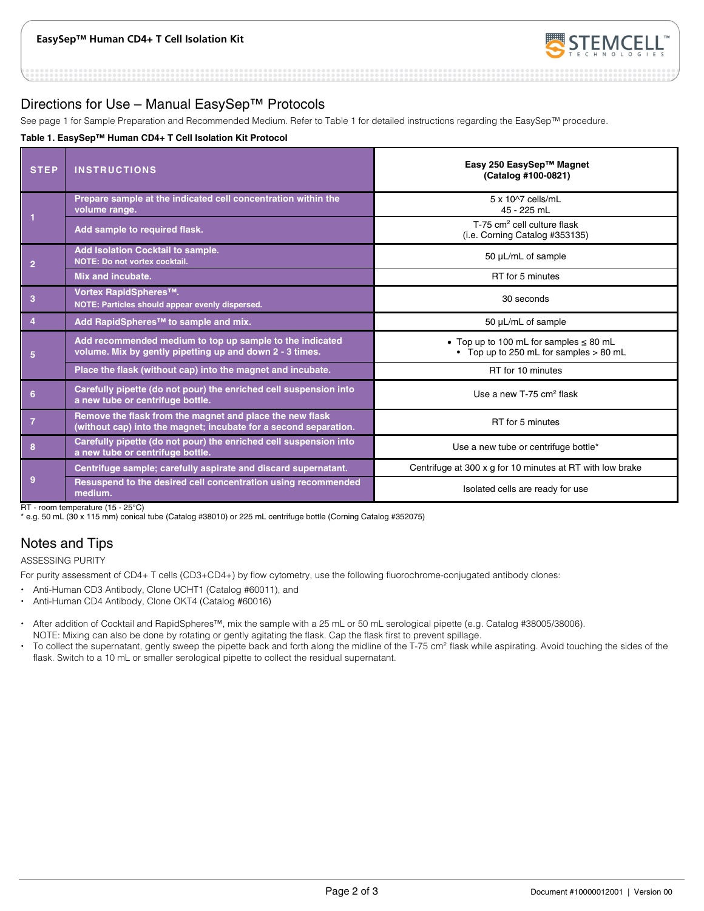## Directions for Use – Manual EasySep™ Protocols

See page 1 for Sample Preparation and Recommended Medium. Refer to Table 1 for detailed instructions regarding the EasySep™ procedure.

**Table 1. EasySep™ Human CD4+ T Cell Isolation Kit Protocol**

| STEP | INSTRUCTIONS | Easy 250 EasySep™ Magnet (Catalog #100-0821) |
|---|---|---|
| 1 | Prepare sample at the indicated cell concentration within the volume range. | 5 x 10^7 cells/mL<br>45 - 225 mL |
| | Add sample to required flask. | T-75 cm² cell culture flask<br>(i.e. Corning Catalog #353135) |
| 2 | Add Isolation Cocktail to sample.<br>NOTE: Do not vortex cocktail. | 50 µL/mL of sample |
| | Mix and incubate. | RT for 5 minutes |
| 3 | Vortex RapidSpheres™.<br>NOTE: Particles should appear evenly dispersed. | 30 seconds |
| 4 | Add RapidSpheres™ to sample and mix. | 50 µL/mL of sample |
| 5 | Add recommended medium to top up sample to the indicated volume. Mix by gently pipetting up and down 2 - 3 times. | • Top up to 100 mL for samples ≤ 80 mL<br>• Top up to 250 mL for samples > 80 mL |
| | Place the flask (without cap) into the magnet and incubate. | RT for 10 minutes |
| 6 | Carefully pipette (do not pour) the enriched cell suspension into a new tube or centrifuge bottle. | Use a new T-75 cm² flask |
| 7 | Remove the flask from the magnet and place the new flask (without cap) into the magnet; incubate for a second separation. | RT for 5 minutes |
| 8 | Carefully pipette (do not pour) the enriched cell suspension into a new tube or centrifuge bottle. | Use a new tube or centrifuge bottle* |
| 9 | Centrifuge sample; carefully aspirate and discard supernatant. | Centrifuge at 300 x g for 10 minutes at RT with low brake |
| | Resuspend to the desired cell concentration using recommended medium. | Isolated cells are ready for use |

RT - room temperature (15 - 25°C)
* e.g. 50 mL (30 x 115 mm) conical tube (Catalog #38010) or 225 mL centrifuge bottle (Corning Catalog #352075)

## Notes and Tips

ASSESSING PURITY

For purity assessment of CD4+ T cells (CD3+CD4+) by flow cytometry, use the following fluorochrome-conjugated antibody clones:

- Anti-Human CD3 Antibody, Clone UCHT1 (Catalog #60011), and
- Anti-Human CD4 Antibody, Clone OKT4 (Catalog #60016)

- After addition of Cocktail and RapidSpheres™, mix the sample with a 25 mL or 50 mL serological pipette (e.g. Catalog #38005/38006). NOTE: Mixing can also be done by rotating or gently agitating the flask. Cap the flask first to prevent spillage.
- To collect the supernatant, gently sweep the pipette back and forth along the midline of the T-75 cm² flask while aspirating. Avoid touching the sides of the flask. Switch to a 10 mL or smaller serological pipette to collect the residual supernatant.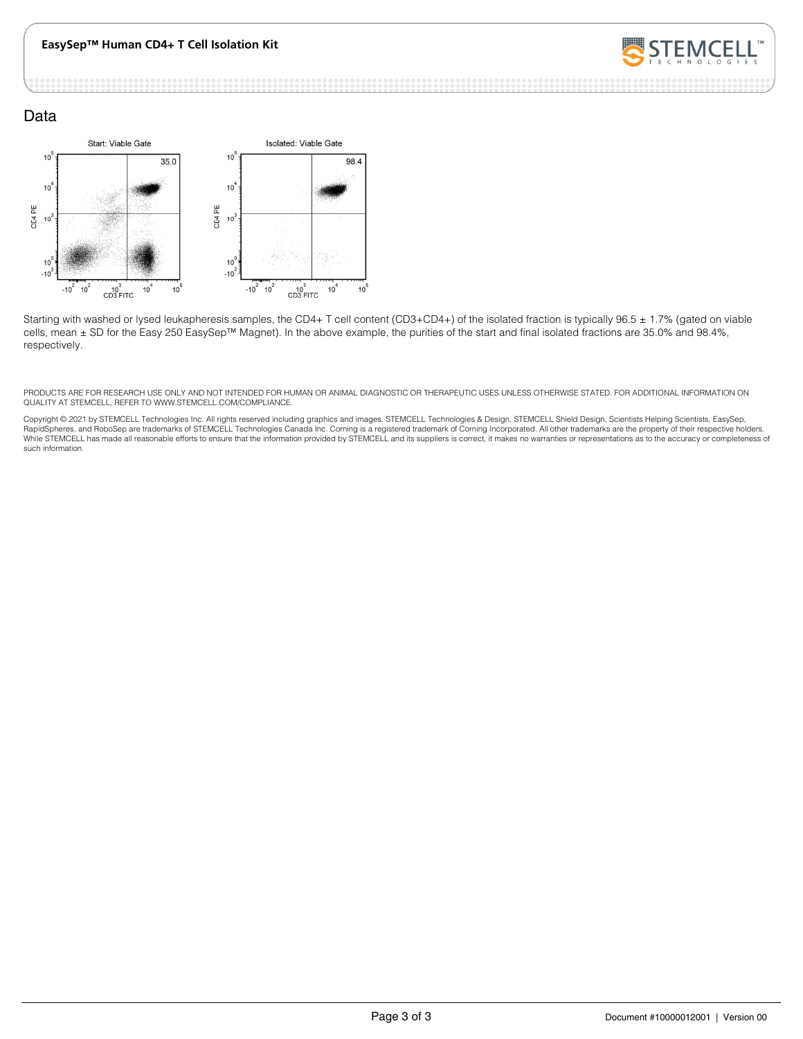## Data

Start: Viable Gate

35.0

CD4 PE

CD3 FITC

Isolated: Viable Gate

98.4

CD4 PE

CD3 FITC

Starting with washed or lysed leukapheresis samples, the CD4+ T cell content (CD3+CD4+) of the isolated fraction is typically 96.5 ± 1.7% (gated on viable cells, mean ± SD for the Easy 250 EasySep™ Magnet). In the above example, the purities of the start and final isolated fractions are 35.0% and 98.4%, respectively.

PRODUCTS ARE FOR RESEARCH USE ONLY AND NOT INTENDED FOR HUMAN OR ANIMAL DIAGNOSTIC OR THERAPEUTIC USES UNLESS OTHERWISE STATED. FOR ADDITIONAL INFORMATION ON QUALITY AT STEMCELL, REFER TO WWW.STEMCELL.COM/COMPLIANCE.

Copyright © 2021 by STEMCELL Technologies Inc. All rights reserved including graphics and images. STEMCELL Technologies & Design, STEMCELL Shield Design, Scientists Helping Scientists, EasySep, RapidSpheres, and RoboSep are trademarks of STEMCELL Technologies Canada Inc. Corning is a registered trademark of Corning Incorporated. All other trademarks are the property of their respective holders. While STEMCELL has made all reasonable efforts to ensure that the information provided by STEMCELL and its suppliers is correct, it makes no warranties or representations as to the accuracy or completeness of such information.